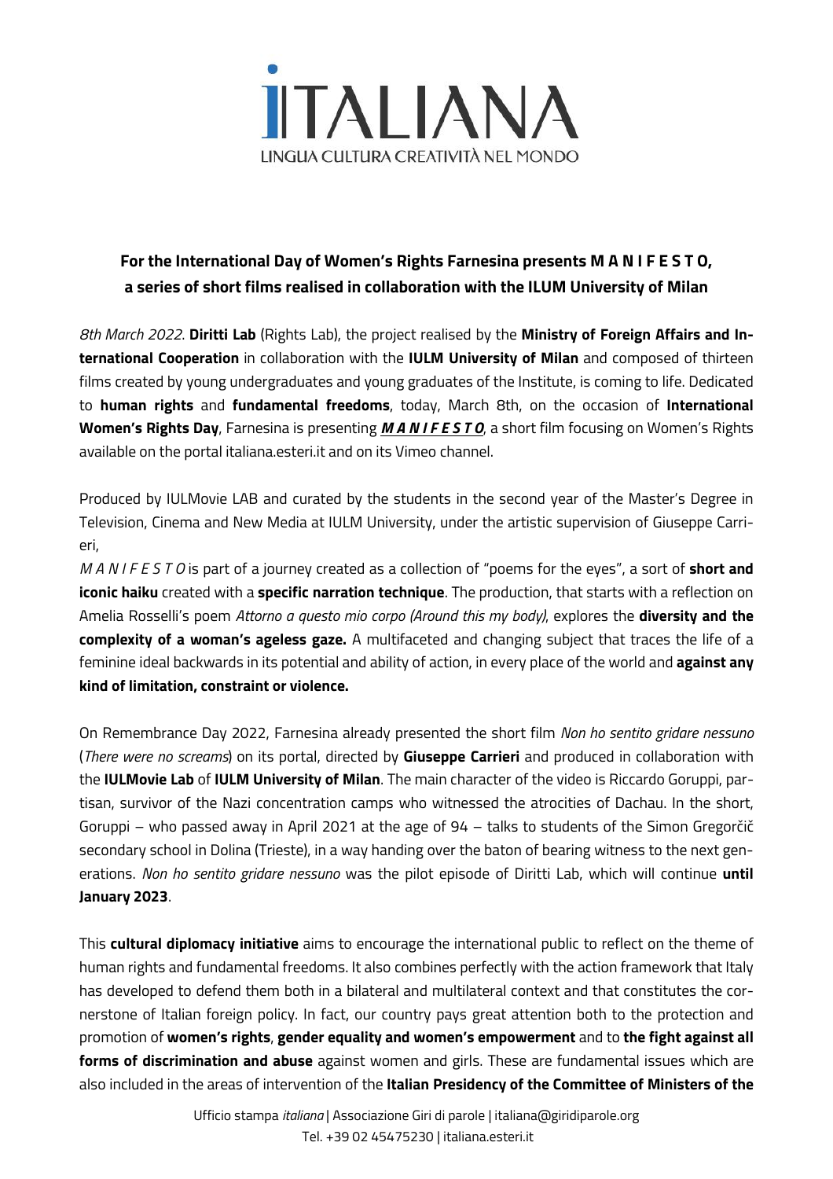# ITALIANA

LINGUA CULTURA CREATIVITÀ NEL MONDO

**For the International Day of Women's Rights Farnesina presents M A N I F E S T O, a series of short films realised in collaboration with the ILUM University of Milan**

*8th March 2022*. **Diritti Lab** (Rights Lab), the project realised by the **Ministry of Foreign Affairs and International Cooperation** in collaboration with the **IULM University of Milan** and composed of thirteen films created by young undergraduates and young graduates of the Institute, is coming to life. Dedicated to **human rights** and **fundamental freedoms**, today, March 8th, on the occasion of **International Women's Rights Day**, Farnesina is presenting ***M A N I F E S T O***, a short film focusing on Women's Rights available on the portal italiana.esteri.it and on its Vimeo channel.

Produced by IULMovie LAB and curated by the students in the second year of the Master's Degree in Television, Cinema and New Media at IULM University, under the artistic supervision of Giuseppe Carrieri,

*M A N I F E S T O* is part of a journey created as a collection of "poems for the eyes", a sort of **short and iconic haiku** created with a **specific narration technique**. The production, that starts with a reflection on Amelia Rosselli's poem *Attorno a questo mio corpo (Around this my body)*, explores the **diversity and the complexity of a woman's ageless gaze.** A multifaceted and changing subject that traces the life of a feminine ideal backwards in its potential and ability of action, in every place of the world and **against any kind of limitation, constraint or violence.**

On Remembrance Day 2022, Farnesina already presented the short film *Non ho sentito gridare nessuno* (*There were no screams*) on its portal, directed by **Giuseppe Carrieri** and produced in collaboration with the **IULMovie Lab** of **IULM University of Milan**. The main character of the video is Riccardo Goruppi, partisan, survivor of the Nazi concentration camps who witnessed the atrocities of Dachau. In the short, Goruppi – who passed away in April 2021 at the age of 94 – talks to students of the Simon Gregorčič secondary school in Dolina (Trieste), in a way handing over the baton of bearing witness to the next generations. *Non ho sentito gridare nessuno* was the pilot episode of Diritti Lab, which will continue **until January 2023**.

This **cultural diplomacy initiative** aims to encourage the international public to reflect on the theme of human rights and fundamental freedoms. It also combines perfectly with the action framework that Italy has developed to defend them both in a bilateral and multilateral context and that constitutes the cornerstone of Italian foreign policy. In fact, our country pays great attention both to the protection and promotion of **women's rights**, **gender equality and women's empowerment** and to **the fight against all forms of discrimination and abuse** against women and girls. These are fundamental issues which are also included in the areas of intervention of the **Italian Presidency of the Committee of Ministers of the**

Ufficio stampa *italiana* | Associazione Giri di parole | italiana@giridiparole.org
Tel. +39 02 45475230 | italiana.esteri.it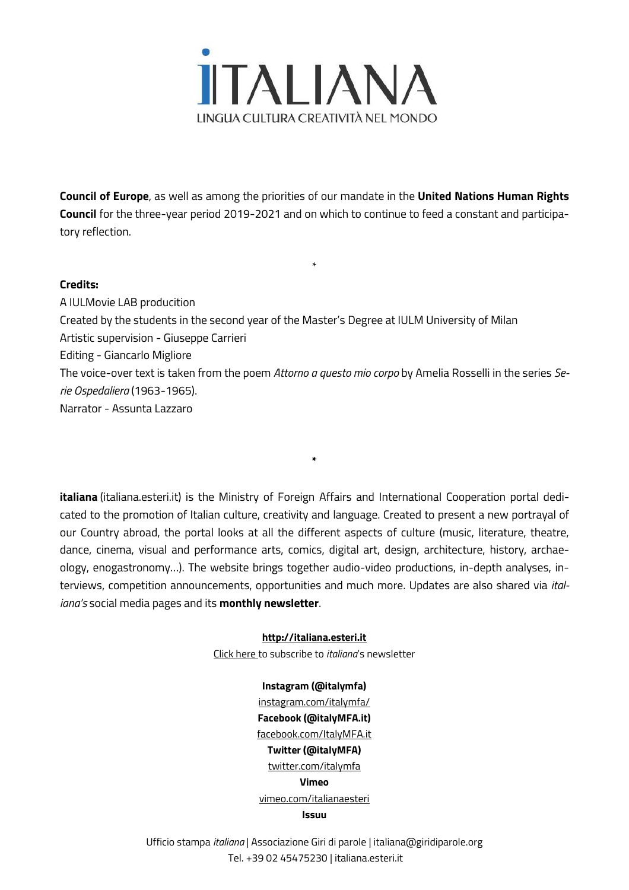**Council of Europe**, as well as among the priorities of our mandate in the **United Nations Human Rights Council** for the three-year period 2019-2021 and on which to continue to feed a constant and participatory reflection.

*

**Credits:**

A IULMovie LAB producition
Created by the students in the second year of the Master's Degree at IULM University of Milan
Artistic supervision - Giuseppe Carrieri
Editing - Giancarlo Migliore
The voice-over text is taken from the poem *Attorno a questo mio corpo* by Amelia Rosselli in the series *Serie Ospedaliera* (1963-1965).
Narrator - Assunta Lazzaro

*

**italiana** (italiana.esteri.it) is the Ministry of Foreign Affairs and International Cooperation portal dedicated to the promotion of Italian culture, creativity and language. Created to present a new portrayal of our Country abroad, the portal looks at all the different aspects of culture (music, literature, theatre, dance, cinema, visual and performance arts, comics, digital art, design, architecture, history, archaeology, enogastronomy…). The website brings together audio-video productions, in-depth analyses, interviews, competition announcements, opportunities and much more. Updates are also shared via *italiana's* social media pages and its **monthly newsletter**.

**http://italiana.esteri.it**
Click here to subscribe to *italiana*'s newsletter

**Instagram (@italymfa)**
instagram.com/italymfa/
**Facebook (@italyMFA.it)**
facebook.com/ItalyMFA.it
**Twitter (@italyMFA)**
twitter.com/italymfa
**Vimeo**
vimeo.com/italianaesteri
**Issuu**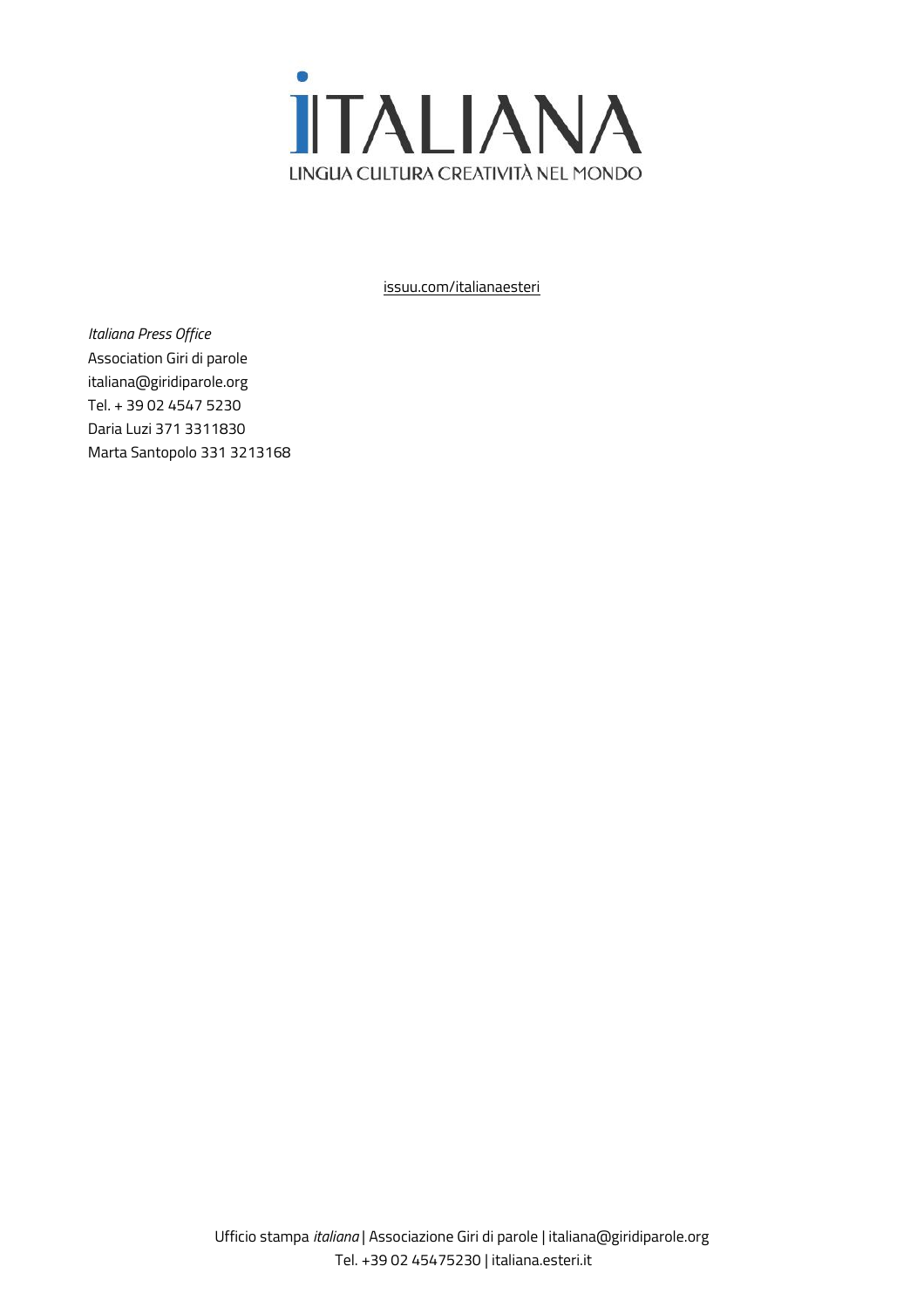# ITALIANA

LINGUA CULTURA CREATIVITÀ NEL MONDO

issuu.com/italianaesteri

*Italiana Press Office*
Association Giri di parole
italiana@giridiparole.org
Tel. + 39 02 4547 5230
Daria Luzi 371 3311830
Marta Santopolo 331 3213168